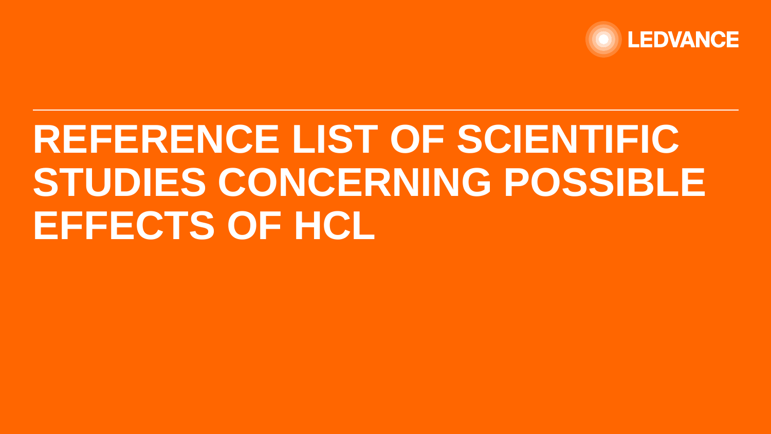LEDVANCE

# REFERENCE LIST OF SCIENTIFIC STUDIES CONCERNING POSSIBLE EFFECTS OF HCL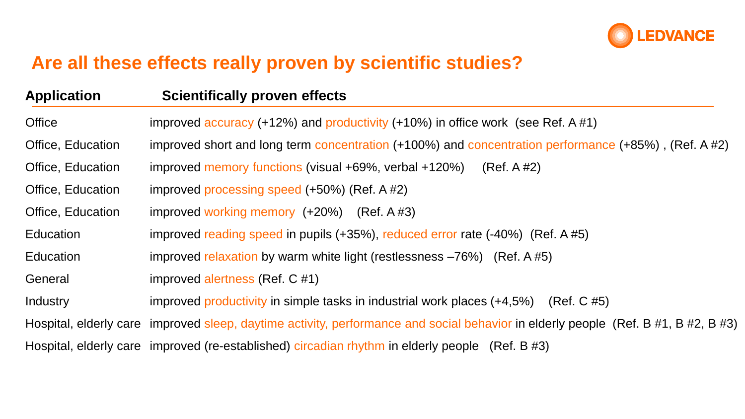## Are all these effects really proven by scientific studies?

| Application | Scientifically proven effects |
|---|---|
| Office | improved accuracy (+12%) and productivity (+10%) in office work (see Ref. A #1) |
| Office, Education | improved short and long term concentration (+100%) and concentration performance (+85%) , (Ref. A #2) |
| Office, Education | improved memory functions (visual +69%, verbal +120%) (Ref. A #2) |
| Office, Education | improved processing speed (+50%) (Ref. A #2) |
| Office, Education | improved working memory (+20%) (Ref. A #3) |
| Education | improved reading speed in pupils (+35%), reduced error rate (-40%) (Ref. A #5) |
| Education | improved relaxation by warm white light (restlessness –76%) (Ref. A #5) |
| General | improved alertness (Ref. C #1) |
| Industry | improved productivity in simple tasks in industrial work places (+4,5%) (Ref. C #5) |
| Hospital, elderly care | improved sleep, daytime activity, performance and social behavior in elderly people (Ref. B #1, B #2, B #3) |
| Hospital, elderly care | improved (re-established) circadian rhythm in elderly people (Ref. B #3) |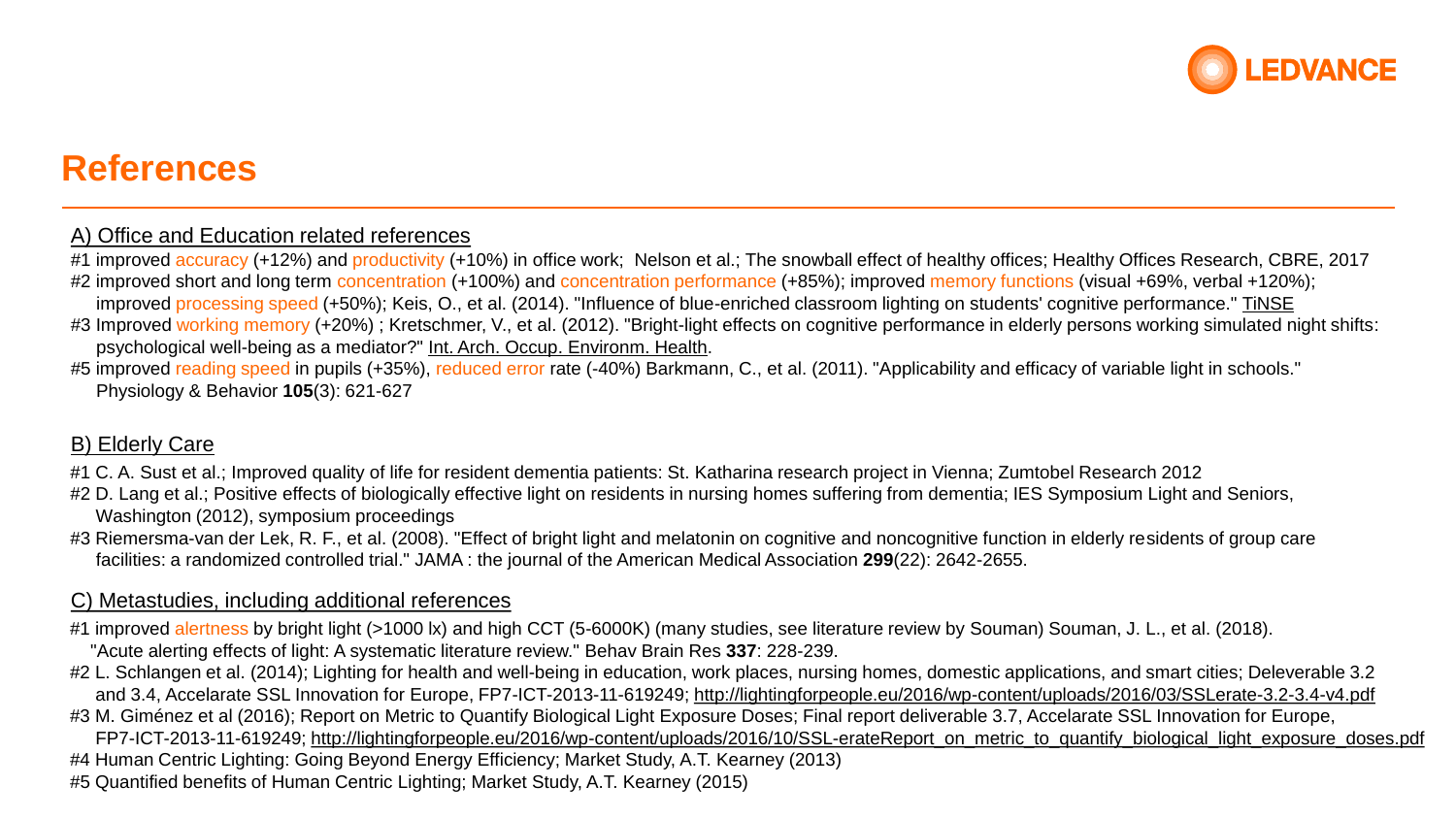## References

### A) Office and Education related references

#1 improved accuracy (+12%) and productivity (+10%) in office work; Nelson et al.; The snowball effect of healthy offices; Healthy Offices Research, CBRE, 2017

#2 improved short and long term concentration (+100%) and concentration performance (+85%); improved memory functions (visual +69%, verbal +120%); improved processing speed (+50%); Keis, O., et al. (2014). "Influence of blue-enriched classroom lighting on students' cognitive performance." TiNSE

#3 Improved working memory (+20%) ; Kretschmer, V., et al. (2012). "Bright-light effects on cognitive performance in elderly persons working simulated night shifts: psychological well-being as a mediator?" Int. Arch. Occup. Environm. Health.

#5 improved reading speed in pupils (+35%), reduced error rate (-40%) Barkmann, C., et al. (2011). "Applicability and efficacy of variable light in schools." Physiology & Behavior **105**(3): 621-627

### B) Elderly Care

#1 C. A. Sust et al.; Improved quality of life for resident dementia patients: St. Katharina research project in Vienna; Zumtobel Research 2012

#2 D. Lang et al.; Positive effects of biologically effective light on residents in nursing homes suffering from dementia; IES Symposium Light and Seniors, Washington (2012), symposium proceedings

#3 Riemersma-van der Lek, R. F., et al. (2008). "Effect of bright light and melatonin on cognitive and noncognitive function in elderly residents of group care facilities: a randomized controlled trial." JAMA : the journal of the American Medical Association **299**(22): 2642-2655.

### C) Metastudies, including additional references

#1 improved alertness by bright light (>1000 lx) and high CCT (5-6000K) (many studies, see literature review by Souman) Souman, J. L., et al. (2018). "Acute alerting effects of light: A systematic literature review." Behav Brain Res **337**: 228-239.

#2 L. Schlangen et al. (2014); Lighting for health and well-being in education, work places, nursing homes, domestic applications, and smart cities; Deleverable 3.2 and 3.4, Accelarate SSL Innovation for Europe, FP7-ICT-2013-11-619249; http://lightingforpeople.eu/2016/wp-content/uploads/2016/03/SSLerate-3.2-3.4-v4.pdf

#3 M. Giménez et al (2016); Report on Metric to Quantify Biological Light Exposure Doses; Final report deliverable 3.7, Accelarate SSL Innovation for Europe, FP7-ICT-2013-11-619249; http://lightingforpeople.eu/2016/wp-content/uploads/2016/10/SSL-erateReport_on_metric_to_quantify_biological_light_exposure_doses.pdf

#4 Human Centric Lighting: Going Beyond Energy Efficiency; Market Study, A.T. Kearney (2013)

#5 Quantified benefits of Human Centric Lighting; Market Study, A.T. Kearney (2015)